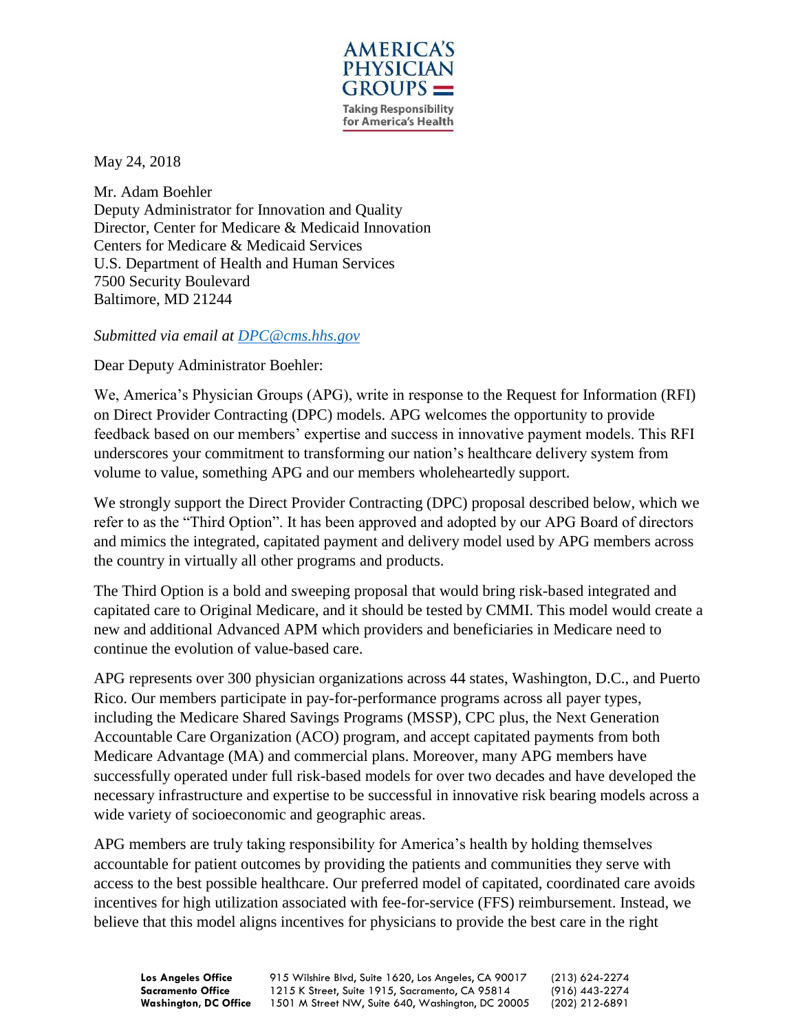AMERICA'S PHYSICIAN GROUPS

Taking Responsibility for America's Health

May 24, 2018

Mr. Adam Boehler
Deputy Administrator for Innovation and Quality
Director, Center for Medicare & Medicaid Innovation
Centers for Medicare & Medicaid Services
U.S. Department of Health and Human Services
7500 Security Boulevard
Baltimore, MD 21244

*Submitted via email at [DPC@cms.hhs.gov](mailto:DPC@cms.hhs.gov)*

Dear Deputy Administrator Boehler:

We, America's Physician Groups (APG), write in response to the Request for Information (RFI) on Direct Provider Contracting (DPC) models. APG welcomes the opportunity to provide feedback based on our members' expertise and success in innovative payment models. This RFI underscores your commitment to transforming our nation's healthcare delivery system from volume to value, something APG and our members wholeheartedly support.

We strongly support the Direct Provider Contracting (DPC) proposal described below, which we refer to as the "Third Option". It has been approved and adopted by our APG Board of directors and mimics the integrated, capitated payment and delivery model used by APG members across the country in virtually all other programs and products.

The Third Option is a bold and sweeping proposal that would bring risk-based integrated and capitated care to Original Medicare, and it should be tested by CMMI. This model would create a new and additional Advanced APM which providers and beneficiaries in Medicare need to continue the evolution of value-based care.

APG represents over 300 physician organizations across 44 states, Washington, D.C., and Puerto Rico. Our members participate in pay-for-performance programs across all payer types, including the Medicare Shared Savings Programs (MSSP), CPC plus, the Next Generation Accountable Care Organization (ACO) program, and accept capitated payments from both Medicare Advantage (MA) and commercial plans. Moreover, many APG members have successfully operated under full risk-based models for over two decades and have developed the necessary infrastructure and expertise to be successful in innovative risk bearing models across a wide variety of socioeconomic and geographic areas.

APG members are truly taking responsibility for America's health by holding themselves accountable for patient outcomes by providing the patients and communities they serve with access to the best possible healthcare. Our preferred model of capitated, coordinated care avoids incentives for high utilization associated with fee-for-service (FFS) reimbursement. Instead, we believe that this model aligns incentives for physicians to provide the best care in the right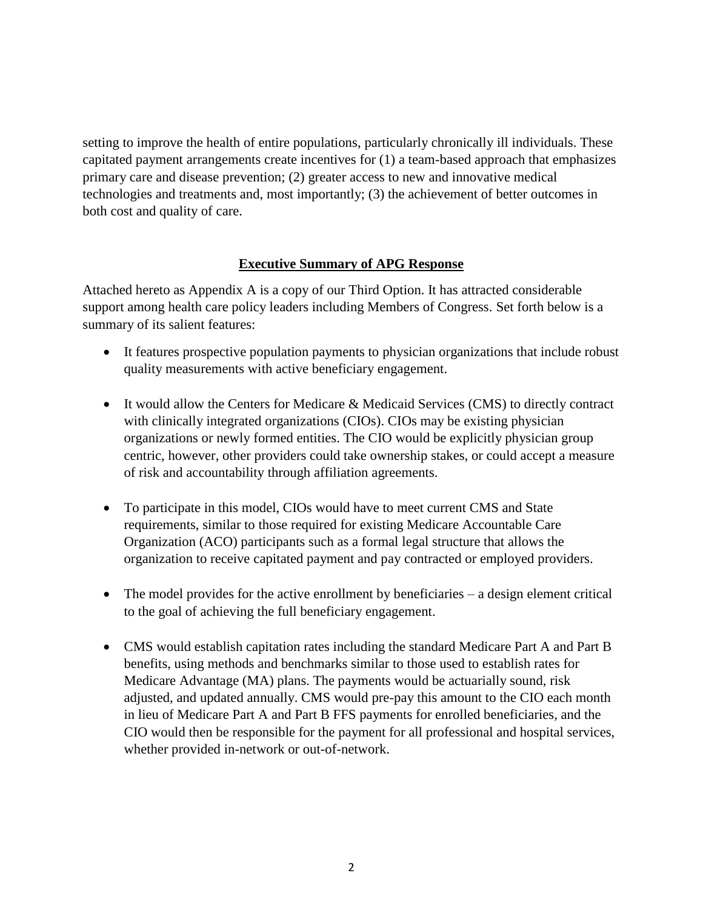setting to improve the health of entire populations, particularly chronically ill individuals. These capitated payment arrangements create incentives for (1) a team-based approach that emphasizes primary care and disease prevention; (2) greater access to new and innovative medical technologies and treatments and, most importantly; (3) the achievement of better outcomes in both cost and quality of care.

## Executive Summary of APG Response

Attached hereto as Appendix A is a copy of our Third Option. It has attracted considerable support among health care policy leaders including Members of Congress. Set forth below is a summary of its salient features:

- It features prospective population payments to physician organizations that include robust quality measurements with active beneficiary engagement.
- It would allow the Centers for Medicare & Medicaid Services (CMS) to directly contract with clinically integrated organizations (CIOs). CIOs may be existing physician organizations or newly formed entities. The CIO would be explicitly physician group centric, however, other providers could take ownership stakes, or could accept a measure of risk and accountability through affiliation agreements.
- To participate in this model, CIOs would have to meet current CMS and State requirements, similar to those required for existing Medicare Accountable Care Organization (ACO) participants such as a formal legal structure that allows the organization to receive capitated payment and pay contracted or employed providers.
- The model provides for the active enrollment by beneficiaries – a design element critical to the goal of achieving the full beneficiary engagement.
- CMS would establish capitation rates including the standard Medicare Part A and Part B benefits, using methods and benchmarks similar to those used to establish rates for Medicare Advantage (MA) plans. The payments would be actuarially sound, risk adjusted, and updated annually. CMS would pre-pay this amount to the CIO each month in lieu of Medicare Part A and Part B FFS payments for enrolled beneficiaries, and the CIO would then be responsible for the payment for all professional and hospital services, whether provided in-network or out-of-network.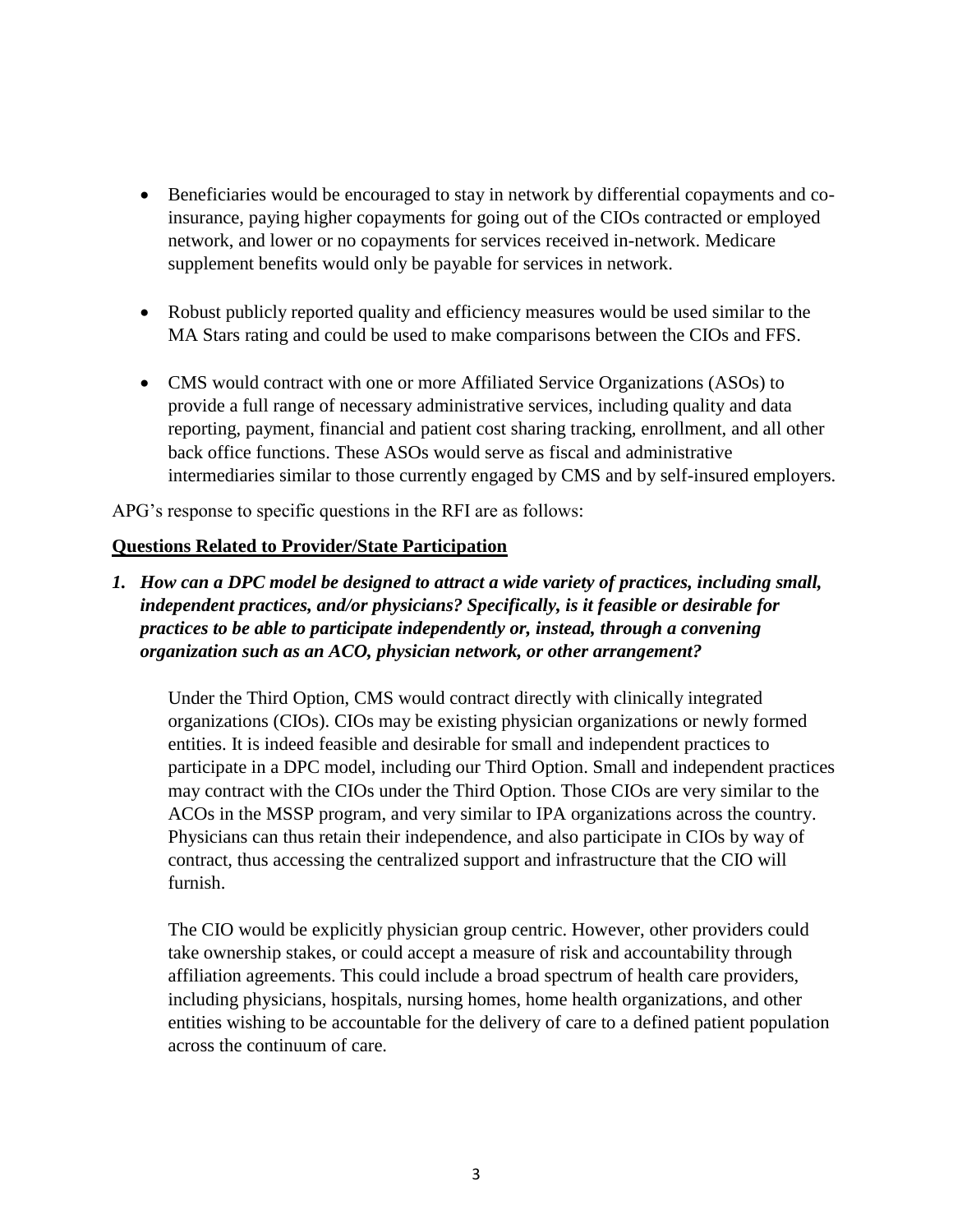- Beneficiaries would be encouraged to stay in network by differential copayments and co-insurance, paying higher copayments for going out of the CIOs contracted or employed network, and lower or no copayments for services received in-network. Medicare supplement benefits would only be payable for services in network.

- Robust publicly reported quality and efficiency measures would be used similar to the MA Stars rating and could be used to make comparisons between the CIOs and FFS.

- CMS would contract with one or more Affiliated Service Organizations (ASOs) to provide a full range of necessary administrative services, including quality and data reporting, payment, financial and patient cost sharing tracking, enrollment, and all other back office functions. These ASOs would serve as fiscal and administrative intermediaries similar to those currently engaged by CMS and by self-insured employers.

APG's response to specific questions in the RFI are as follows:

**<u>Questions Related to Provider/State Participation</u>**

***1. How can a DPC model be designed to attract a wide variety of practices, including small, independent practices, and/or physicians? Specifically, is it feasible or desirable for practices to be able to participate independently or, instead, through a convening organization such as an ACO, physician network, or other arrangement?***

Under the Third Option, CMS would contract directly with clinically integrated organizations (CIOs). CIOs may be existing physician organizations or newly formed entities. It is indeed feasible and desirable for small and independent practices to participate in a DPC model, including our Third Option. Small and independent practices may contract with the CIOs under the Third Option. Those CIOs are very similar to the ACOs in the MSSP program, and very similar to IPA organizations across the country. Physicians can thus retain their independence, and also participate in CIOs by way of contract, thus accessing the centralized support and infrastructure that the CIO will furnish.

The CIO would be explicitly physician group centric. However, other providers could take ownership stakes, or could accept a measure of risk and accountability through affiliation agreements. This could include a broad spectrum of health care providers, including physicians, hospitals, nursing homes, home health organizations, and other entities wishing to be accountable for the delivery of care to a defined patient population across the continuum of care.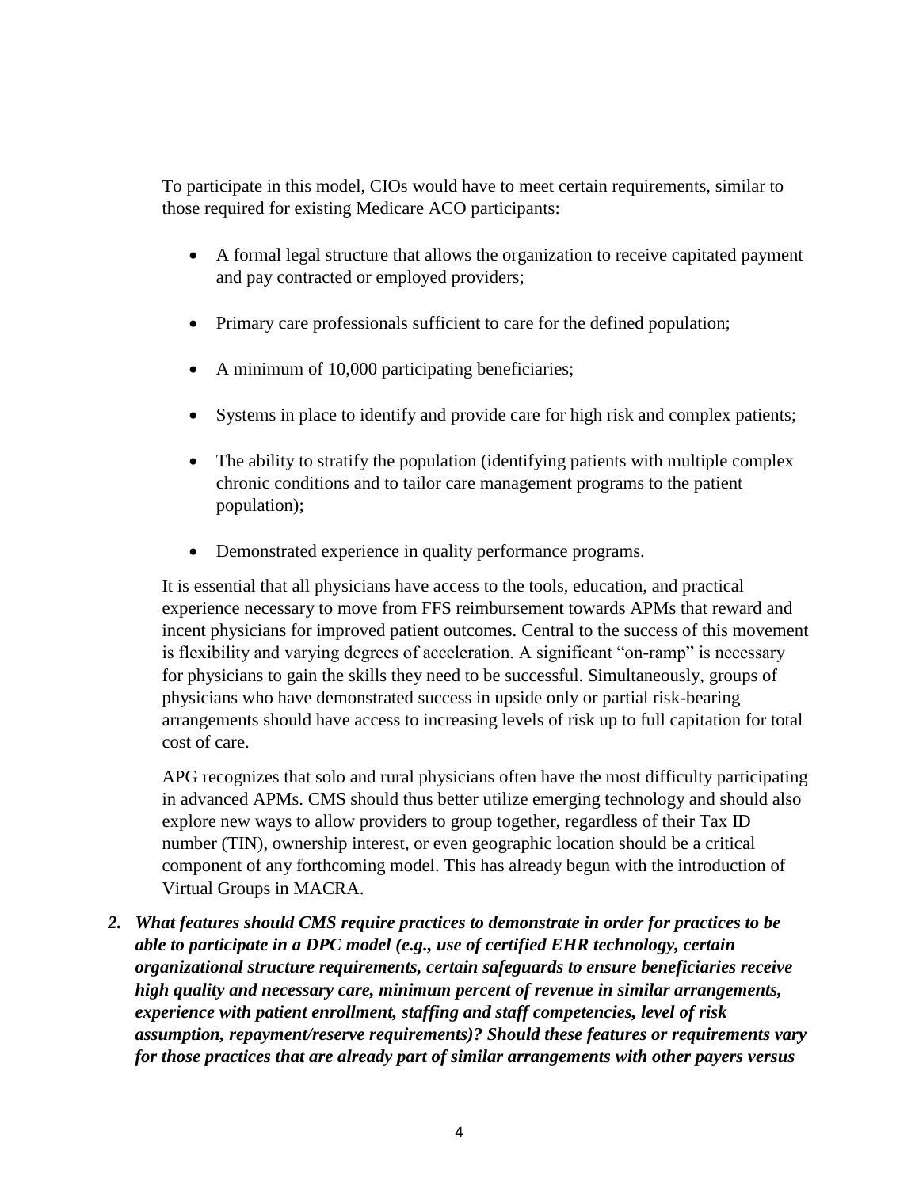To participate in this model, CIOs would have to meet certain requirements, similar to those required for existing Medicare ACO participants:

- A formal legal structure that allows the organization to receive capitated payment and pay contracted or employed providers;
- Primary care professionals sufficient to care for the defined population;
- A minimum of 10,000 participating beneficiaries;
- Systems in place to identify and provide care for high risk and complex patients;
- The ability to stratify the population (identifying patients with multiple complex chronic conditions and to tailor care management programs to the patient population);
- Demonstrated experience in quality performance programs.

It is essential that all physicians have access to the tools, education, and practical experience necessary to move from FFS reimbursement towards APMs that reward and incent physicians for improved patient outcomes. Central to the success of this movement is flexibility and varying degrees of acceleration. A significant "on-ramp" is necessary for physicians to gain the skills they need to be successful. Simultaneously, groups of physicians who have demonstrated success in upside only or partial risk-bearing arrangements should have access to increasing levels of risk up to full capitation for total cost of care.

APG recognizes that solo and rural physicians often have the most difficulty participating in advanced APMs. CMS should thus better utilize emerging technology and should also explore new ways to allow providers to group together, regardless of their Tax ID number (TIN), ownership interest, or even geographic location should be a critical component of any forthcoming model. This has already begun with the introduction of Virtual Groups in MACRA.

2. ***What features should CMS require practices to demonstrate in order for practices to be able to participate in a DPC model (e.g., use of certified EHR technology, certain organizational structure requirements, certain safeguards to ensure beneficiaries receive high quality and necessary care, minimum percent of revenue in similar arrangements, experience with patient enrollment, staffing and staff competencies, level of risk assumption, repayment/reserve requirements)? Should these features or requirements vary for those practices that are already part of similar arrangements with other payers versus***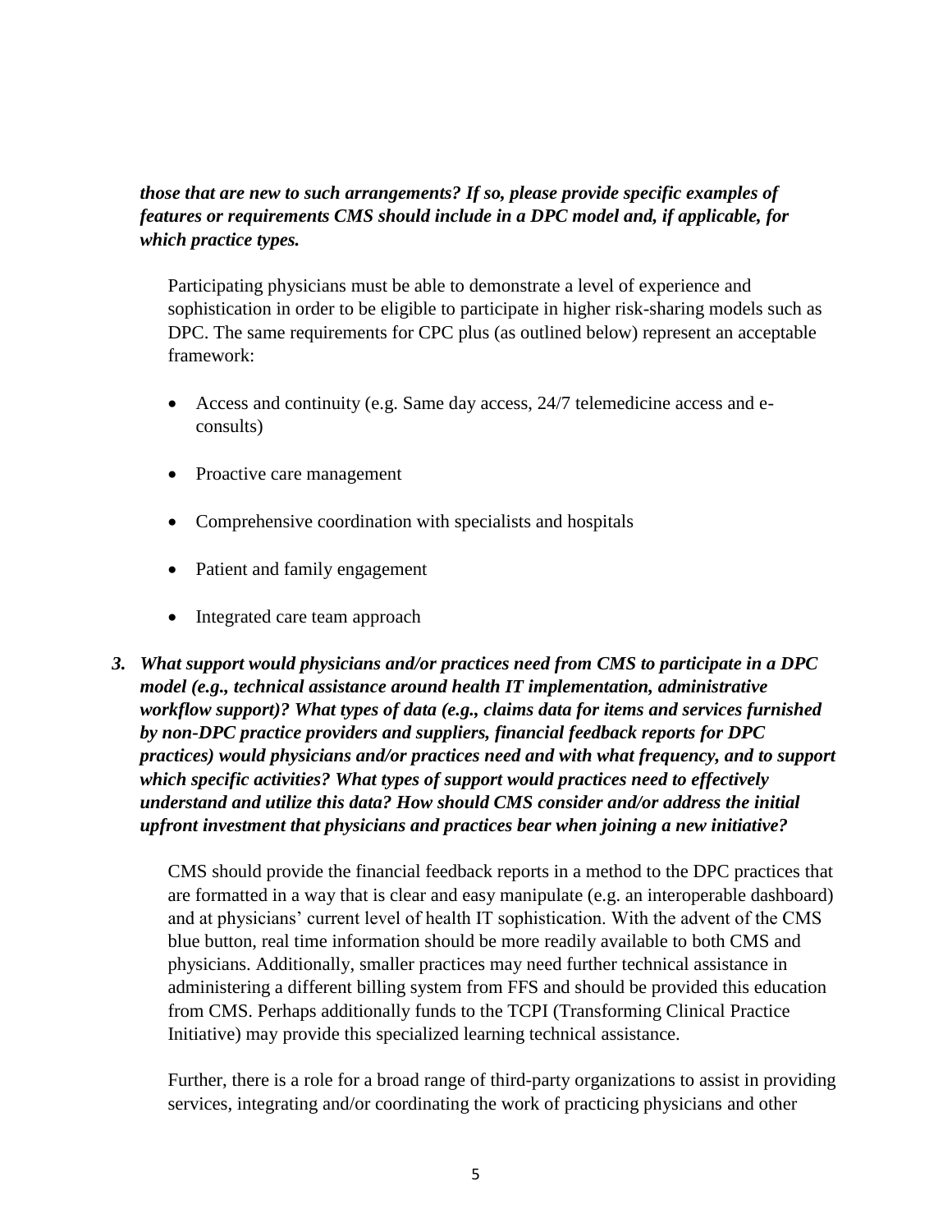***those that are new to such arrangements? If so, please provide specific examples of features or requirements CMS should include in a DPC model and, if applicable, for which practice types.***

Participating physicians must be able to demonstrate a level of experience and sophistication in order to be eligible to participate in higher risk-sharing models such as DPC. The same requirements for CPC plus (as outlined below) represent an acceptable framework:

- Access and continuity (e.g. Same day access, 24/7 telemedicine access and e-consults)
- Proactive care management
- Comprehensive coordination with specialists and hospitals
- Patient and family engagement
- Integrated care team approach

3. ***What support would physicians and/or practices need from CMS to participate in a DPC model (e.g., technical assistance around health IT implementation, administrative workflow support)? What types of data (e.g., claims data for items and services furnished by non-DPC practice providers and suppliers, financial feedback reports for DPC practices) would physicians and/or practices need and with what frequency, and to support which specific activities? What types of support would practices need to effectively understand and utilize this data? How should CMS consider and/or address the initial upfront investment that physicians and practices bear when joining a new initiative?***

CMS should provide the financial feedback reports in a method to the DPC practices that are formatted in a way that is clear and easy manipulate (e.g. an interoperable dashboard) and at physicians' current level of health IT sophistication. With the advent of the CMS blue button, real time information should be more readily available to both CMS and physicians. Additionally, smaller practices may need further technical assistance in administering a different billing system from FFS and should be provided this education from CMS. Perhaps additionally funds to the TCPI (Transforming Clinical Practice Initiative) may provide this specialized learning technical assistance.

Further, there is a role for a broad range of third-party organizations to assist in providing services, integrating and/or coordinating the work of practicing physicians and other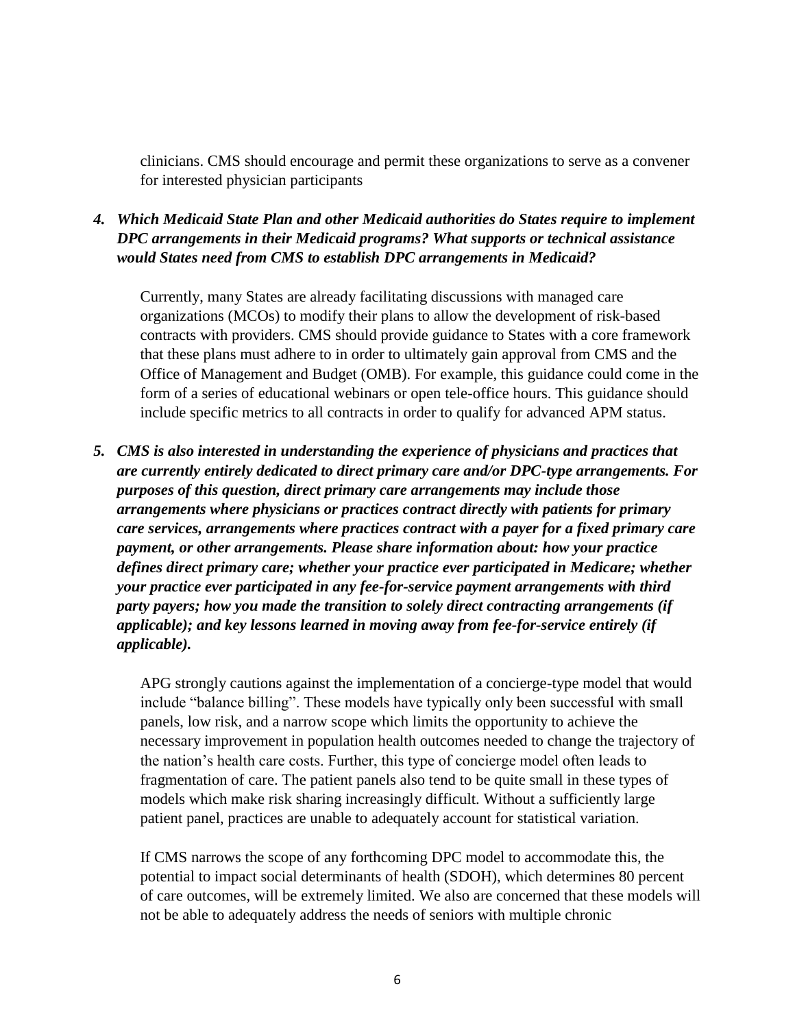clinicians. CMS should encourage and permit these organizations to serve as a convener for interested physician participants

***4. Which Medicaid State Plan and other Medicaid authorities do States require to implement DPC arrangements in their Medicaid programs? What supports or technical assistance would States need from CMS to establish DPC arrangements in Medicaid?***

Currently, many States are already facilitating discussions with managed care organizations (MCOs) to modify their plans to allow the development of risk-based contracts with providers. CMS should provide guidance to States with a core framework that these plans must adhere to in order to ultimately gain approval from CMS and the Office of Management and Budget (OMB). For example, this guidance could come in the form of a series of educational webinars or open tele-office hours. This guidance should include specific metrics to all contracts in order to qualify for advanced APM status.

***5. CMS is also interested in understanding the experience of physicians and practices that are currently entirely dedicated to direct primary care and/or DPC-type arrangements. For purposes of this question, direct primary care arrangements may include those arrangements where physicians or practices contract directly with patients for primary care services, arrangements where practices contract with a payer for a fixed primary care payment, or other arrangements. Please share information about: how your practice defines direct primary care; whether your practice ever participated in Medicare; whether your practice ever participated in any fee-for-service payment arrangements with third party payers; how you made the transition to solely direct contracting arrangements (if applicable); and key lessons learned in moving away from fee-for-service entirely (if applicable).***

APG strongly cautions against the implementation of a concierge-type model that would include "balance billing". These models have typically only been successful with small panels, low risk, and a narrow scope which limits the opportunity to achieve the necessary improvement in population health outcomes needed to change the trajectory of the nation's health care costs. Further, this type of concierge model often leads to fragmentation of care. The patient panels also tend to be quite small in these types of models which make risk sharing increasingly difficult. Without a sufficiently large patient panel, practices are unable to adequately account for statistical variation.

If CMS narrows the scope of any forthcoming DPC model to accommodate this, the potential to impact social determinants of health (SDOH), which determines 80 percent of care outcomes, will be extremely limited. We also are concerned that these models will not be able to adequately address the needs of seniors with multiple chronic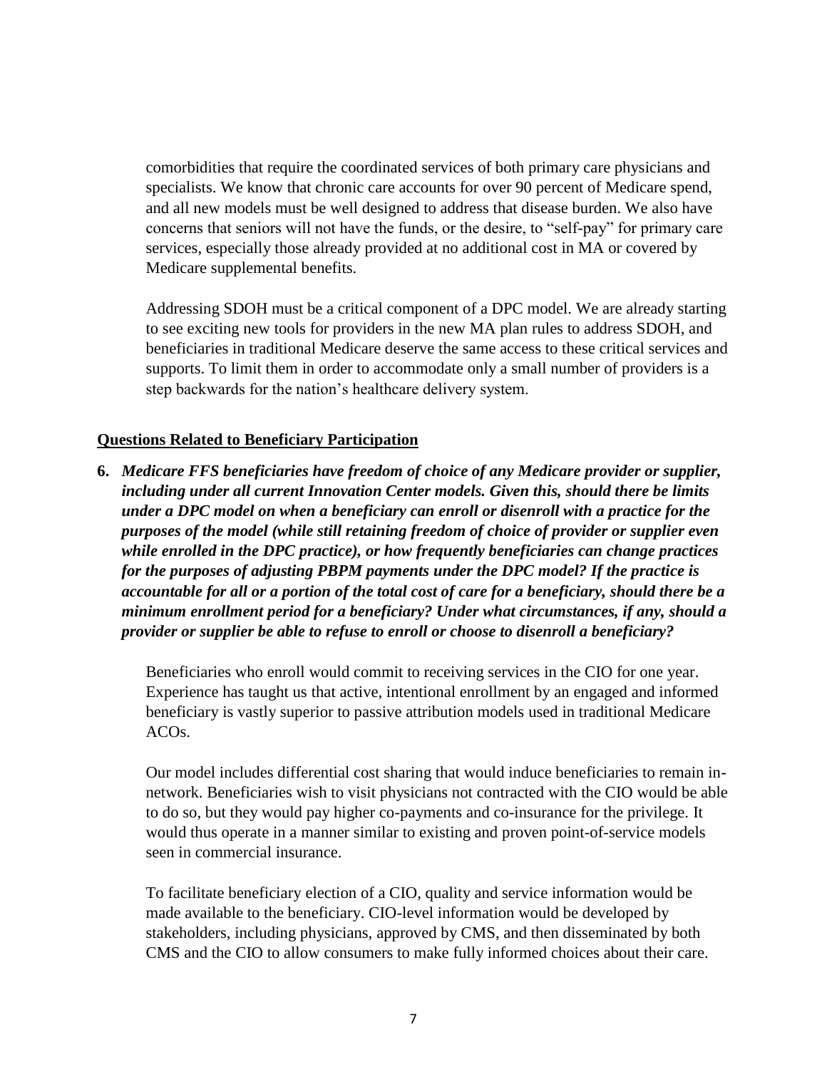comorbidities that require the coordinated services of both primary care physicians and specialists. We know that chronic care accounts for over 90 percent of Medicare spend, and all new models must be well designed to address that disease burden. We also have concerns that seniors will not have the funds, or the desire, to "self-pay" for primary care services, especially those already provided at no additional cost in MA or covered by Medicare supplemental benefits.

Addressing SDOH must be a critical component of a DPC model. We are already starting to see exciting new tools for providers in the new MA plan rules to address SDOH, and beneficiaries in traditional Medicare deserve the same access to these critical services and supports. To limit them in order to accommodate only a small number of providers is a step backwards for the nation's healthcare delivery system.

## Questions Related to Beneficiary Participation

**6.** ***Medicare FFS beneficiaries have freedom of choice of any Medicare provider or supplier, including under all current Innovation Center models. Given this, should there be limits under a DPC model on when a beneficiary can enroll or disenroll with a practice for the purposes of the model (while still retaining freedom of choice of provider or supplier even while enrolled in the DPC practice), or how frequently beneficiaries can change practices for the purposes of adjusting PBPM payments under the DPC model? If the practice is accountable for all or a portion of the total cost of care for a beneficiary, should there be a minimum enrollment period for a beneficiary? Under what circumstances, if any, should a provider or supplier be able to refuse to enroll or choose to disenroll a beneficiary?***

Beneficiaries who enroll would commit to receiving services in the CIO for one year. Experience has taught us that active, intentional enrollment by an engaged and informed beneficiary is vastly superior to passive attribution models used in traditional Medicare ACOs.

Our model includes differential cost sharing that would induce beneficiaries to remain in-network. Beneficiaries wish to visit physicians not contracted with the CIO would be able to do so, but they would pay higher co-payments and co-insurance for the privilege. It would thus operate in a manner similar to existing and proven point-of-service models seen in commercial insurance.

To facilitate beneficiary election of a CIO, quality and service information would be made available to the beneficiary. CIO-level information would be developed by stakeholders, including physicians, approved by CMS, and then disseminated by both CMS and the CIO to allow consumers to make fully informed choices about their care.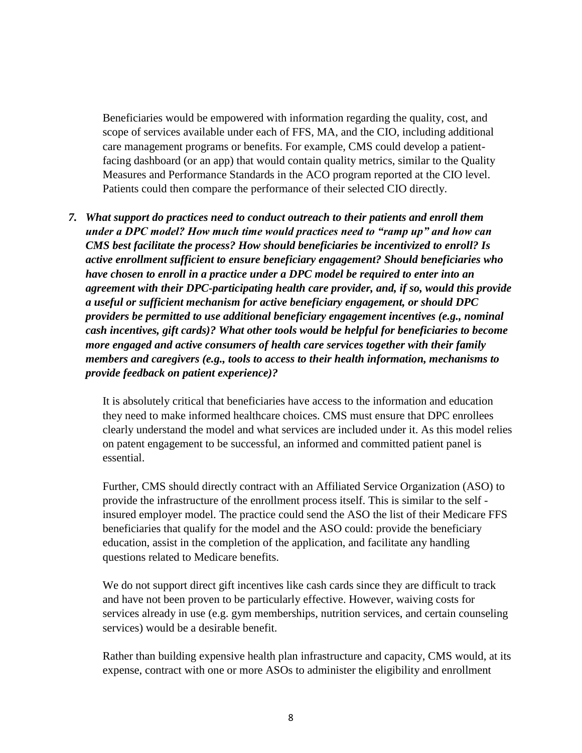Beneficiaries would be empowered with information regarding the quality, cost, and scope of services available under each of FFS, MA, and the CIO, including additional care management programs or benefits. For example, CMS could develop a patient-facing dashboard (or an app) that would contain quality metrics, similar to the Quality Measures and Performance Standards in the ACO program reported at the CIO level. Patients could then compare the performance of their selected CIO directly.

7. ***What support do practices need to conduct outreach to their patients and enroll them under a DPC model? How much time would practices need to "ramp up" and how can CMS best facilitate the process? How should beneficiaries be incentivized to enroll? Is active enrollment sufficient to ensure beneficiary engagement? Should beneficiaries who have chosen to enroll in a practice under a DPC model be required to enter into an agreement with their DPC-participating health care provider, and, if so, would this provide a useful or sufficient mechanism for active beneficiary engagement, or should DPC providers be permitted to use additional beneficiary engagement incentives (e.g., nominal cash incentives, gift cards)? What other tools would be helpful for beneficiaries to become more engaged and active consumers of health care services together with their family members and caregivers (e.g., tools to access to their health information, mechanisms to provide feedback on patient experience)?***

It is absolutely critical that beneficiaries have access to the information and education they need to make informed healthcare choices. CMS must ensure that DPC enrollees clearly understand the model and what services are included under it. As this model relies on patent engagement to be successful, an informed and committed patient panel is essential.

Further, CMS should directly contract with an Affiliated Service Organization (ASO) to provide the infrastructure of the enrollment process itself. This is similar to the self -insured employer model. The practice could send the ASO the list of their Medicare FFS beneficiaries that qualify for the model and the ASO could: provide the beneficiary education, assist in the completion of the application, and facilitate any handling questions related to Medicare benefits.

We do not support direct gift incentives like cash cards since they are difficult to track and have not been proven to be particularly effective. However, waiving costs for services already in use (e.g. gym memberships, nutrition services, and certain counseling services) would be a desirable benefit.

Rather than building expensive health plan infrastructure and capacity, CMS would, at its expense, contract with one or more ASOs to administer the eligibility and enrollment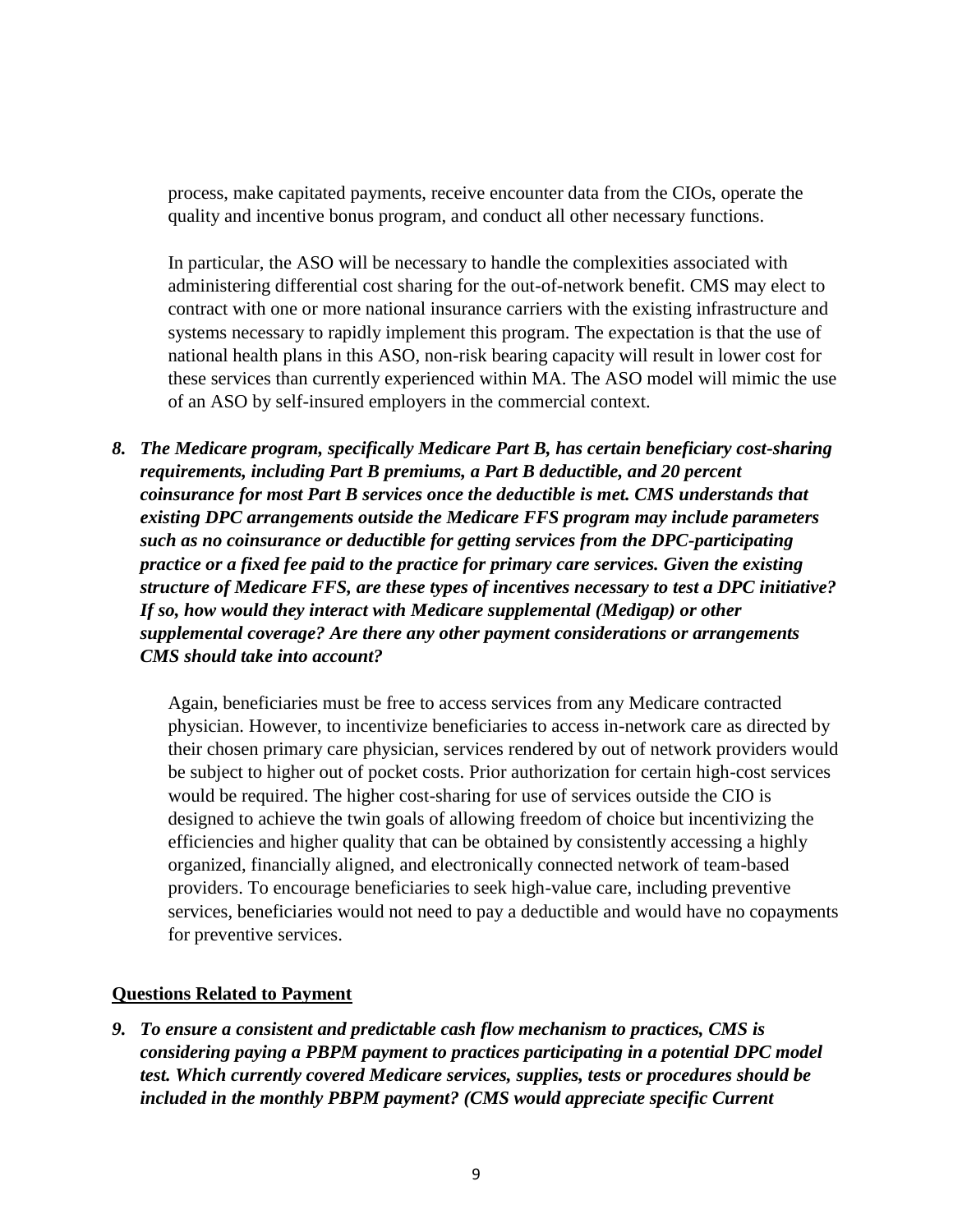process, make capitated payments, receive encounter data from the CIOs, operate the quality and incentive bonus program, and conduct all other necessary functions.

In particular, the ASO will be necessary to handle the complexities associated with administering differential cost sharing for the out-of-network benefit. CMS may elect to contract with one or more national insurance carriers with the existing infrastructure and systems necessary to rapidly implement this program. The expectation is that the use of national health plans in this ASO, non-risk bearing capacity will result in lower cost for these services than currently experienced within MA. The ASO model will mimic the use of an ASO by self-insured employers in the commercial context.

***8. The Medicare program, specifically Medicare Part B, has certain beneficiary cost-sharing requirements, including Part B premiums, a Part B deductible, and 20 percent coinsurance for most Part B services once the deductible is met. CMS understands that existing DPC arrangements outside the Medicare FFS program may include parameters such as no coinsurance or deductible for getting services from the DPC-participating practice or a fixed fee paid to the practice for primary care services. Given the existing structure of Medicare FFS, are these types of incentives necessary to test a DPC initiative? If so, how would they interact with Medicare supplemental (Medigap) or other supplemental coverage? Are there any other payment considerations or arrangements CMS should take into account?***

Again, beneficiaries must be free to access services from any Medicare contracted physician. However, to incentivize beneficiaries to access in-network care as directed by their chosen primary care physician, services rendered by out of network providers would be subject to higher out of pocket costs. Prior authorization for certain high-cost services would be required. The higher cost-sharing for use of services outside the CIO is designed to achieve the twin goals of allowing freedom of choice but incentivizing the efficiencies and higher quality that can be obtained by consistently accessing a highly organized, financially aligned, and electronically connected network of team-based providers. To encourage beneficiaries to seek high-value care, including preventive services, beneficiaries would not need to pay a deductible and would have no copayments for preventive services.

**Questions Related to Payment**

***9. To ensure a consistent and predictable cash flow mechanism to practices, CMS is considering paying a PBPM payment to practices participating in a potential DPC model test. Which currently covered Medicare services, supplies, tests or procedures should be included in the monthly PBPM payment? (CMS would appreciate specific Current***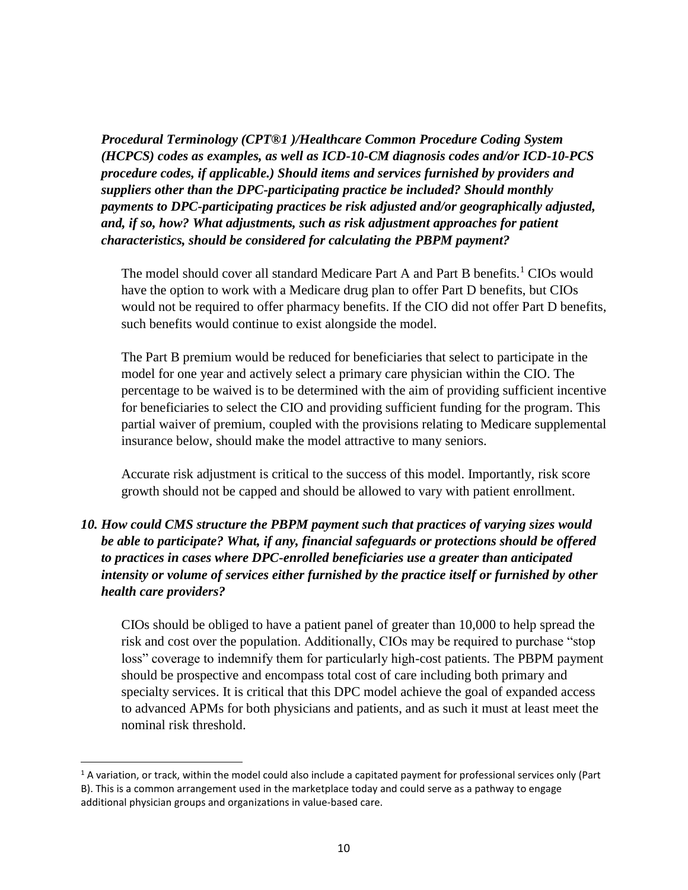***Procedural Terminology (CPT®1 )/Healthcare Common Procedure Coding System (HCPCS) codes as examples, as well as ICD-10-CM diagnosis codes and/or ICD-10-PCS procedure codes, if applicable.) Should items and services furnished by providers and suppliers other than the DPC-participating practice be included? Should monthly payments to DPC-participating practices be risk adjusted and/or geographically adjusted, and, if so, how? What adjustments, such as risk adjustment approaches for patient characteristics, should be considered for calculating the PBPM payment?***

The model should cover all standard Medicare Part A and Part B benefits.[1] CIOs would have the option to work with a Medicare drug plan to offer Part D benefits, but CIOs would not be required to offer pharmacy benefits. If the CIO did not offer Part D benefits, such benefits would continue to exist alongside the model.

The Part B premium would be reduced for beneficiaries that select to participate in the model for one year and actively select a primary care physician within the CIO. The percentage to be waived is to be determined with the aim of providing sufficient incentive for beneficiaries to select the CIO and providing sufficient funding for the program. This partial waiver of premium, coupled with the provisions relating to Medicare supplemental insurance below, should make the model attractive to many seniors.

Accurate risk adjustment is critical to the success of this model. Importantly, risk score growth should not be capped and should be allowed to vary with patient enrollment.

***10. How could CMS structure the PBPM payment such that practices of varying sizes would be able to participate? What, if any, financial safeguards or protections should be offered to practices in cases where DPC-enrolled beneficiaries use a greater than anticipated intensity or volume of services either furnished by the practice itself or furnished by other health care providers?***

CIOs should be obliged to have a patient panel of greater than 10,000 to help spread the risk and cost over the population. Additionally, CIOs may be required to purchase "stop loss" coverage to indemnify them for particularly high-cost patients. The PBPM payment should be prospective and encompass total cost of care including both primary and specialty services. It is critical that this DPC model achieve the goal of expanded access to advanced APMs for both physicians and patients, and as such it must at least meet the nominal risk threshold.

[1] A variation, or track, within the model could also include a capitated payment for professional services only (Part B). This is a common arrangement used in the marketplace today and could serve as a pathway to engage additional physician groups and organizations in value-based care.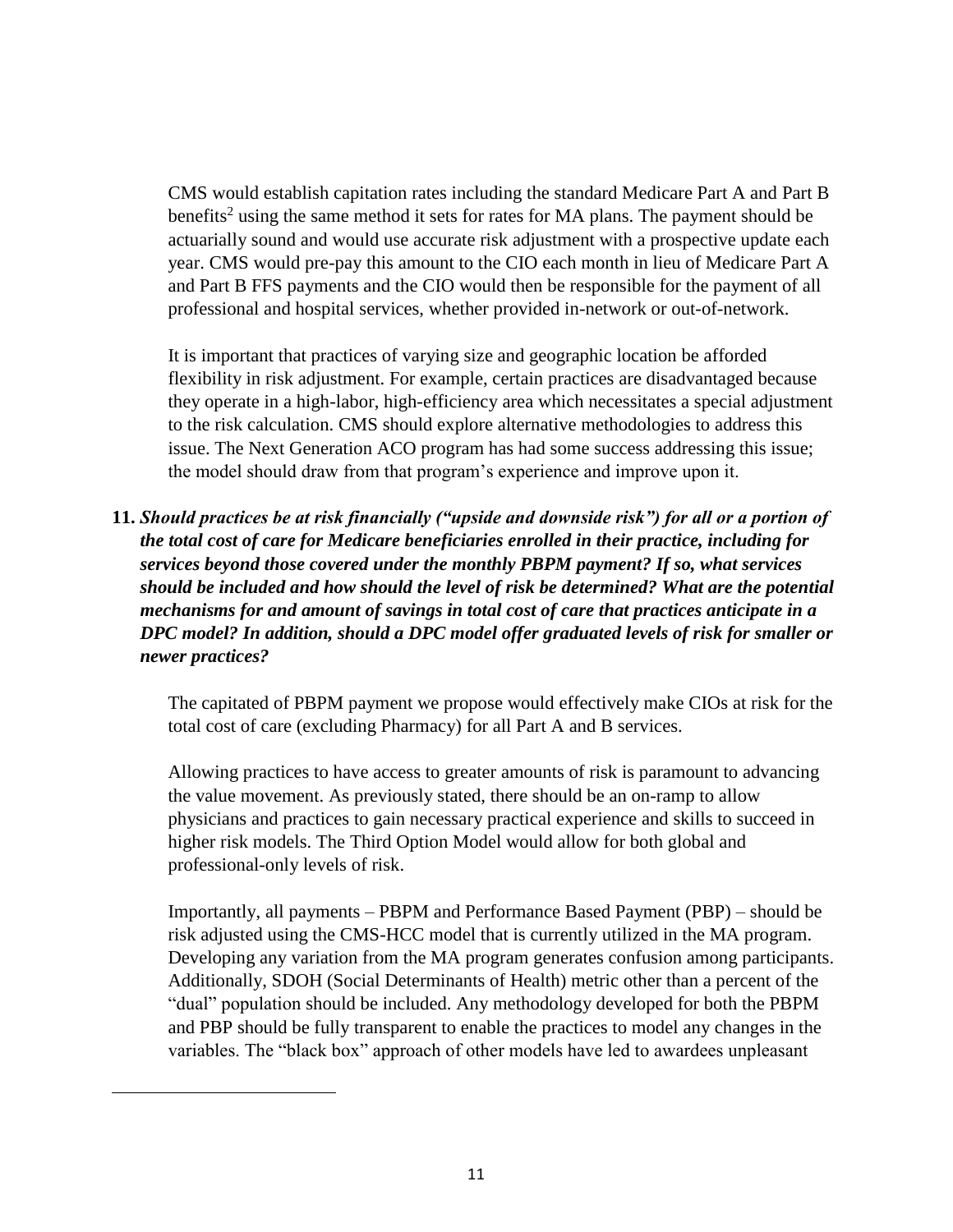CMS would establish capitation rates including the standard Medicare Part A and Part B benefits[2] using the same method it sets for rates for MA plans. The payment should be actuarially sound and would use accurate risk adjustment with a prospective update each year. CMS would pre-pay this amount to the CIO each month in lieu of Medicare Part A and Part B FFS payments and the CIO would then be responsible for the payment of all professional and hospital services, whether provided in-network or out-of-network.

It is important that practices of varying size and geographic location be afforded flexibility in risk adjustment. For example, certain practices are disadvantaged because they operate in a high-labor, high-efficiency area which necessitates a special adjustment to the risk calculation. CMS should explore alternative methodologies to address this issue. The Next Generation ACO program has had some success addressing this issue; the model should draw from that program's experience and improve upon it.

**11.** ***Should practices be at risk financially ("upside and downside risk") for all or a portion of the total cost of care for Medicare beneficiaries enrolled in their practice, including for services beyond those covered under the monthly PBPM payment? If so, what services should be included and how should the level of risk be determined? What are the potential mechanisms for and amount of savings in total cost of care that practices anticipate in a DPC model? In addition, should a DPC model offer graduated levels of risk for smaller or newer practices?***

The capitated of PBPM payment we propose would effectively make CIOs at risk for the total cost of care (excluding Pharmacy) for all Part A and B services.

Allowing practices to have access to greater amounts of risk is paramount to advancing the value movement. As previously stated, there should be an on-ramp to allow physicians and practices to gain necessary practical experience and skills to succeed in higher risk models. The Third Option Model would allow for both global and professional-only levels of risk.

Importantly, all payments – PBPM and Performance Based Payment (PBP) – should be risk adjusted using the CMS-HCC model that is currently utilized in the MA program. Developing any variation from the MA program generates confusion among participants. Additionally, SDOH (Social Determinants of Health) metric other than a percent of the "dual" population should be included. Any methodology developed for both the PBPM and PBP should be fully transparent to enable the practices to model any changes in the variables. The "black box" approach of other models have led to awardees unpleasant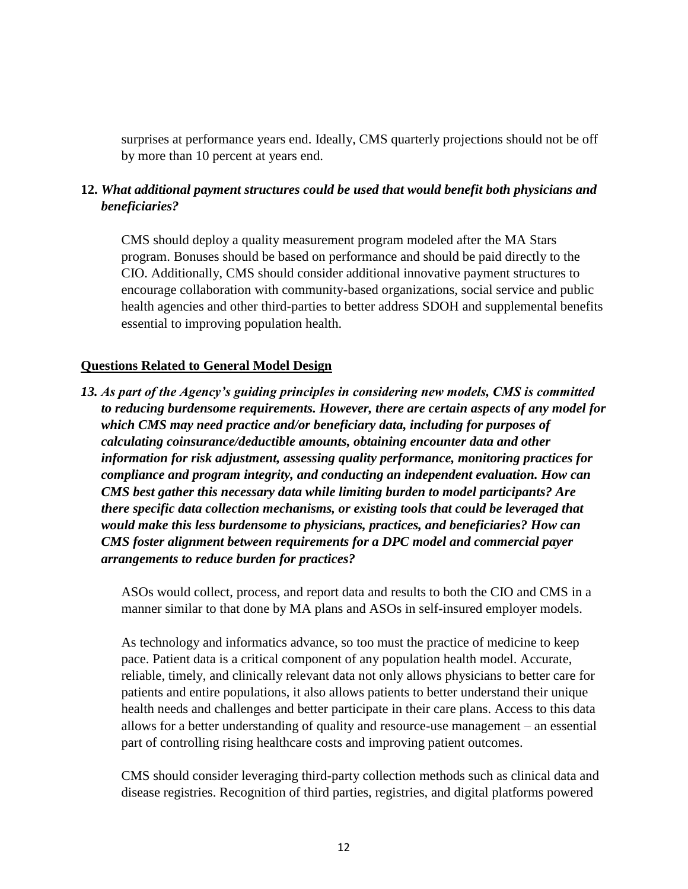surprises at performance years end. Ideally, CMS quarterly projections should not be off by more than 10 percent at years end.

**12.** ***What additional payment structures could be used that would benefit both physicians and beneficiaries?***

CMS should deploy a quality measurement program modeled after the MA Stars program. Bonuses should be based on performance and should be paid directly to the CIO. Additionally, CMS should consider additional innovative payment structures to encourage collaboration with community-based organizations, social service and public health agencies and other third-parties to better address SDOH and supplemental benefits essential to improving population health.

## Questions Related to General Model Design

***13. As part of the Agency's guiding principles in considering new models, CMS is committed to reducing burdensome requirements. However, there are certain aspects of any model for which CMS may need practice and/or beneficiary data, including for purposes of calculating coinsurance/deductible amounts, obtaining encounter data and other information for risk adjustment, assessing quality performance, monitoring practices for compliance and program integrity, and conducting an independent evaluation. How can CMS best gather this necessary data while limiting burden to model participants? Are there specific data collection mechanisms, or existing tools that could be leveraged that would make this less burdensome to physicians, practices, and beneficiaries? How can CMS foster alignment between requirements for a DPC model and commercial payer arrangements to reduce burden for practices?***

ASOs would collect, process, and report data and results to both the CIO and CMS in a manner similar to that done by MA plans and ASOs in self-insured employer models.

As technology and informatics advance, so too must the practice of medicine to keep pace. Patient data is a critical component of any population health model. Accurate, reliable, timely, and clinically relevant data not only allows physicians to better care for patients and entire populations, it also allows patients to better understand their unique health needs and challenges and better participate in their care plans. Access to this data allows for a better understanding of quality and resource-use management – an essential part of controlling rising healthcare costs and improving patient outcomes.

CMS should consider leveraging third-party collection methods such as clinical data and disease registries. Recognition of third parties, registries, and digital platforms powered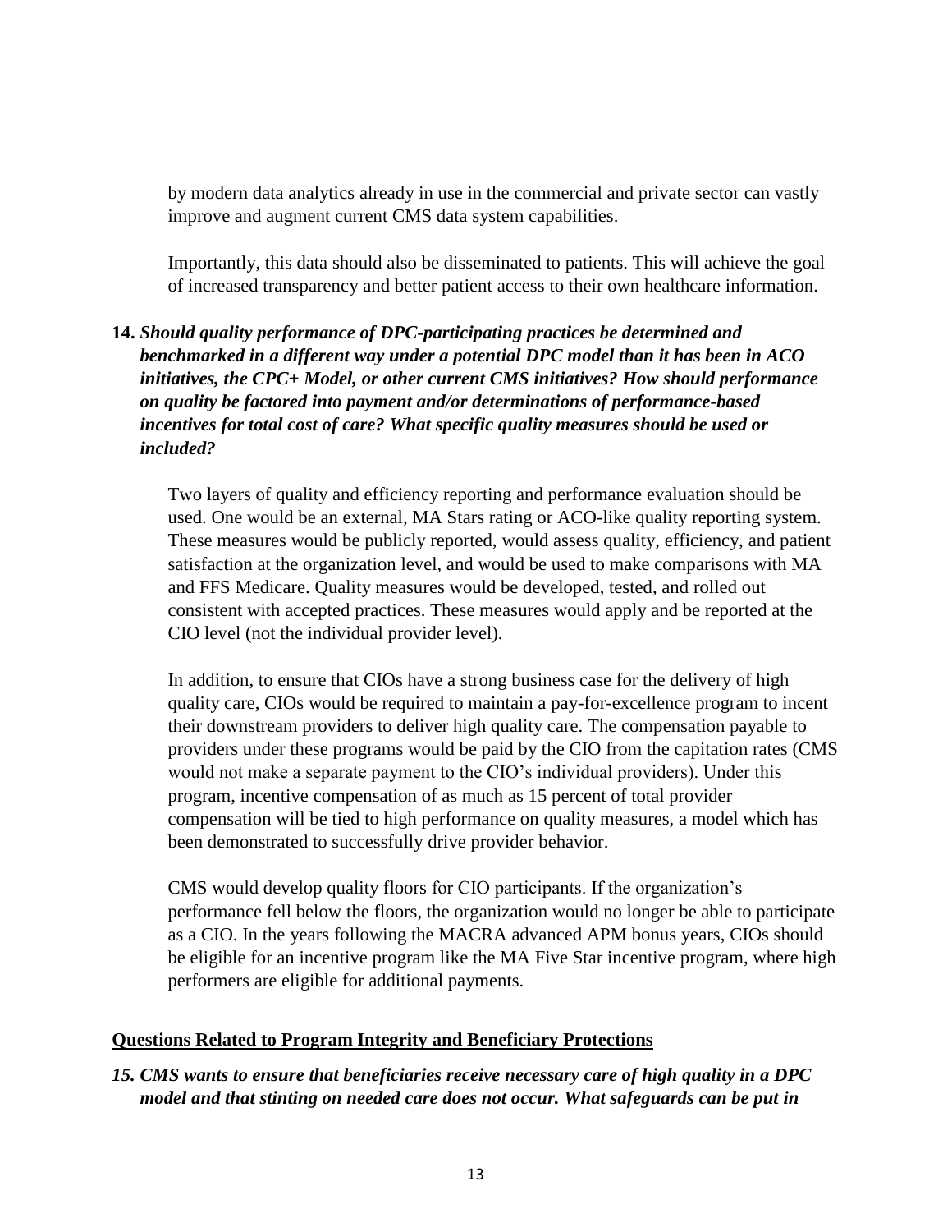by modern data analytics already in use in the commercial and private sector can vastly improve and augment current CMS data system capabilities.

Importantly, this data should also be disseminated to patients. This will achieve the goal of increased transparency and better patient access to their own healthcare information.

**14.** ***Should quality performance of DPC-participating practices be determined and benchmarked in a different way under a potential DPC model than it has been in ACO initiatives, the CPC+ Model, or other current CMS initiatives? How should performance on quality be factored into payment and/or determinations of performance-based incentives for total cost of care? What specific quality measures should be used or included?***

Two layers of quality and efficiency reporting and performance evaluation should be used. One would be an external, MA Stars rating or ACO-like quality reporting system. These measures would be publicly reported, would assess quality, efficiency, and patient satisfaction at the organization level, and would be used to make comparisons with MA and FFS Medicare. Quality measures would be developed, tested, and rolled out consistent with accepted practices. These measures would apply and be reported at the CIO level (not the individual provider level).

In addition, to ensure that CIOs have a strong business case for the delivery of high quality care, CIOs would be required to maintain a pay-for-excellence program to incent their downstream providers to deliver high quality care. The compensation payable to providers under these programs would be paid by the CIO from the capitation rates (CMS would not make a separate payment to the CIO's individual providers). Under this program, incentive compensation of as much as 15 percent of total provider compensation will be tied to high performance on quality measures, a model which has been demonstrated to successfully drive provider behavior.

CMS would develop quality floors for CIO participants. If the organization's performance fell below the floors, the organization would no longer be able to participate as a CIO. In the years following the MACRA advanced APM bonus years, CIOs should be eligible for an incentive program like the MA Five Star incentive program, where high performers are eligible for additional payments.

**<u>Questions Related to Program Integrity and Beneficiary Protections</u>**

***15. CMS wants to ensure that beneficiaries receive necessary care of high quality in a DPC model and that stinting on needed care does not occur. What safeguards can be put in***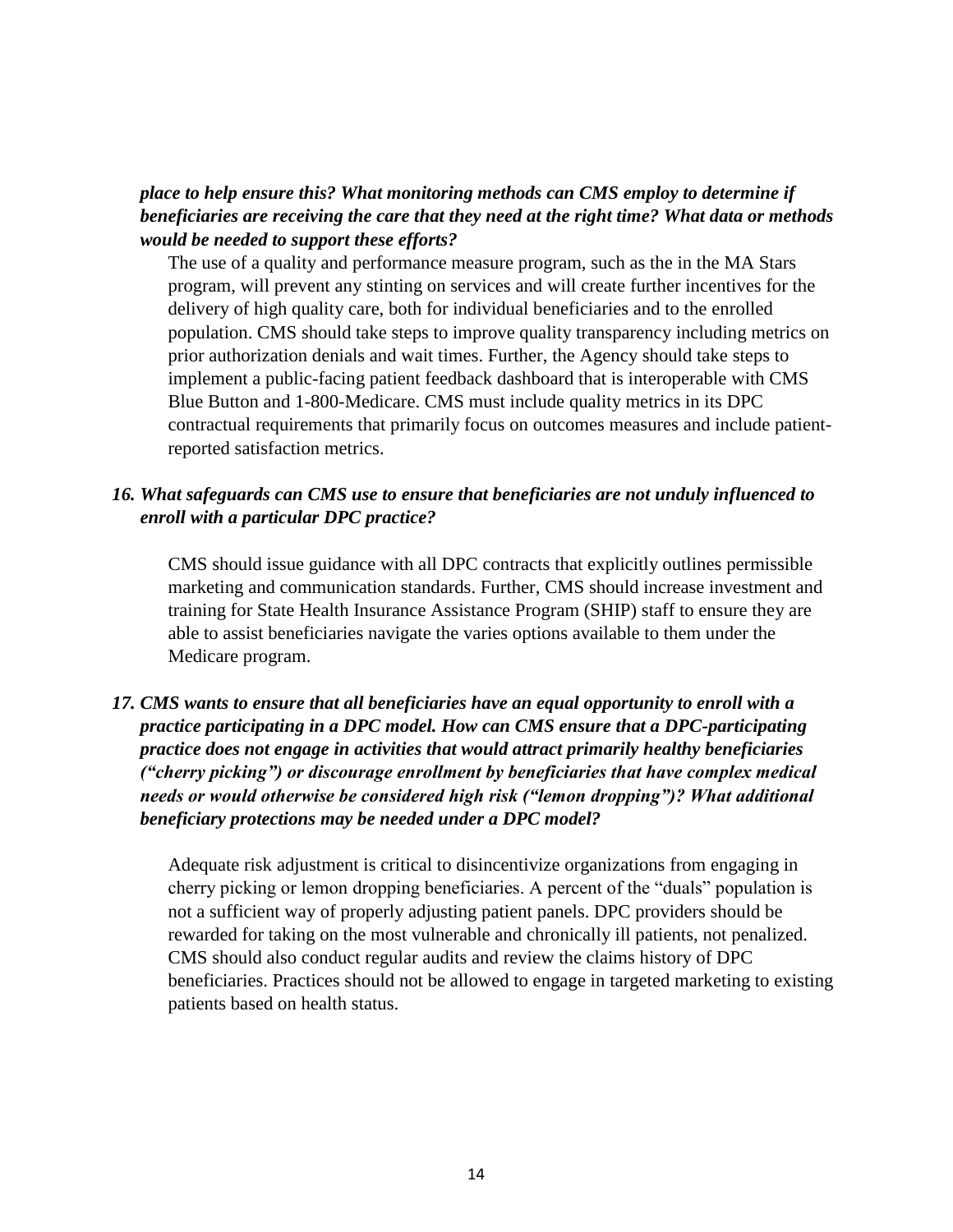***place to help ensure this? What monitoring methods can CMS employ to determine if beneficiaries are receiving the care that they need at the right time? What data or methods would be needed to support these efforts?***

The use of a quality and performance measure program, such as the in the MA Stars program, will prevent any stinting on services and will create further incentives for the delivery of high quality care, both for individual beneficiaries and to the enrolled population. CMS should take steps to improve quality transparency including metrics on prior authorization denials and wait times. Further, the Agency should take steps to implement a public-facing patient feedback dashboard that is interoperable with CMS Blue Button and 1-800-Medicare. CMS must include quality metrics in its DPC contractual requirements that primarily focus on outcomes measures and include patient-reported satisfaction metrics.

***16. What safeguards can CMS use to ensure that beneficiaries are not unduly influenced to enroll with a particular DPC practice?***

CMS should issue guidance with all DPC contracts that explicitly outlines permissible marketing and communication standards. Further, CMS should increase investment and training for State Health Insurance Assistance Program (SHIP) staff to ensure they are able to assist beneficiaries navigate the varies options available to them under the Medicare program.

***17. CMS wants to ensure that all beneficiaries have an equal opportunity to enroll with a practice participating in a DPC model. How can CMS ensure that a DPC-participating practice does not engage in activities that would attract primarily healthy beneficiaries ("cherry picking") or discourage enrollment by beneficiaries that have complex medical needs or would otherwise be considered high risk ("lemon dropping")? What additional beneficiary protections may be needed under a DPC model?***

Adequate risk adjustment is critical to disincentivize organizations from engaging in cherry picking or lemon dropping beneficiaries. A percent of the "duals" population is not a sufficient way of properly adjusting patient panels. DPC providers should be rewarded for taking on the most vulnerable and chronically ill patients, not penalized. CMS should also conduct regular audits and review the claims history of DPC beneficiaries. Practices should not be allowed to engage in targeted marketing to existing patients based on health status.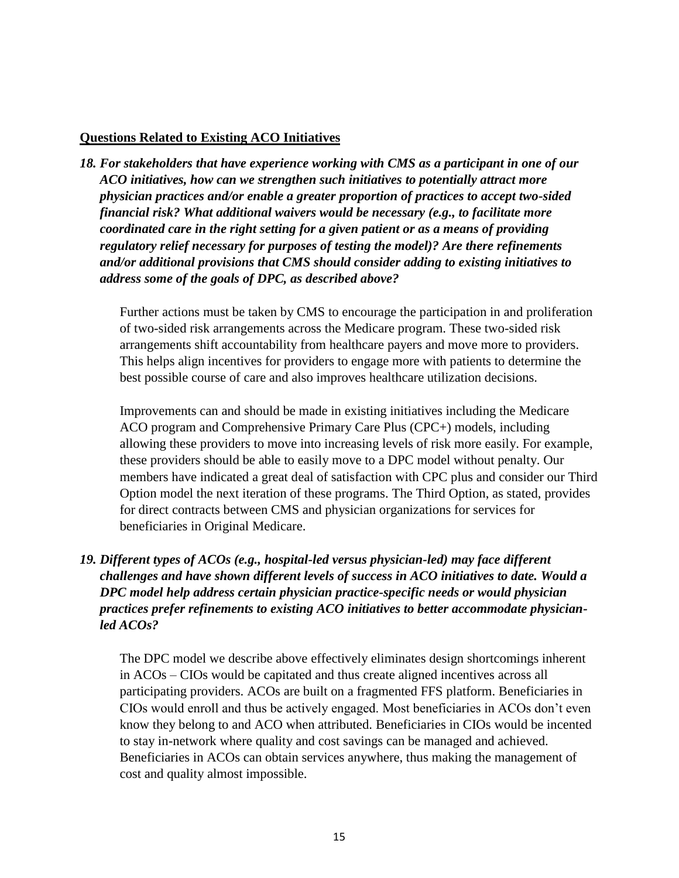**Questions Related to Existing ACO Initiatives**

***18. For stakeholders that have experience working with CMS as a participant in one of our ACO initiatives, how can we strengthen such initiatives to potentially attract more physician practices and/or enable a greater proportion of practices to accept two-sided financial risk? What additional waivers would be necessary (e.g., to facilitate more coordinated care in the right setting for a given patient or as a means of providing regulatory relief necessary for purposes of testing the model)? Are there refinements and/or additional provisions that CMS should consider adding to existing initiatives to address some of the goals of DPC, as described above?***

Further actions must be taken by CMS to encourage the participation in and proliferation of two-sided risk arrangements across the Medicare program. These two-sided risk arrangements shift accountability from healthcare payers and move more to providers. This helps align incentives for providers to engage more with patients to determine the best possible course of care and also improves healthcare utilization decisions.

Improvements can and should be made in existing initiatives including the Medicare ACO program and Comprehensive Primary Care Plus (CPC+) models, including allowing these providers to move into increasing levels of risk more easily. For example, these providers should be able to easily move to a DPC model without penalty. Our members have indicated a great deal of satisfaction with CPC plus and consider our Third Option model the next iteration of these programs. The Third Option, as stated, provides for direct contracts between CMS and physician organizations for services for beneficiaries in Original Medicare.

***19. Different types of ACOs (e.g., hospital-led versus physician-led) may face different challenges and have shown different levels of success in ACO initiatives to date. Would a DPC model help address certain physician practice-specific needs or would physician practices prefer refinements to existing ACO initiatives to better accommodate physician-led ACOs?***

The DPC model we describe above effectively eliminates design shortcomings inherent in ACOs – CIOs would be capitated and thus create aligned incentives across all participating providers. ACOs are built on a fragmented FFS platform. Beneficiaries in CIOs would enroll and thus be actively engaged. Most beneficiaries in ACOs don't even know they belong to and ACO when attributed. Beneficiaries in CIOs would be incented to stay in-network where quality and cost savings can be managed and achieved. Beneficiaries in ACOs can obtain services anywhere, thus making the management of cost and quality almost impossible.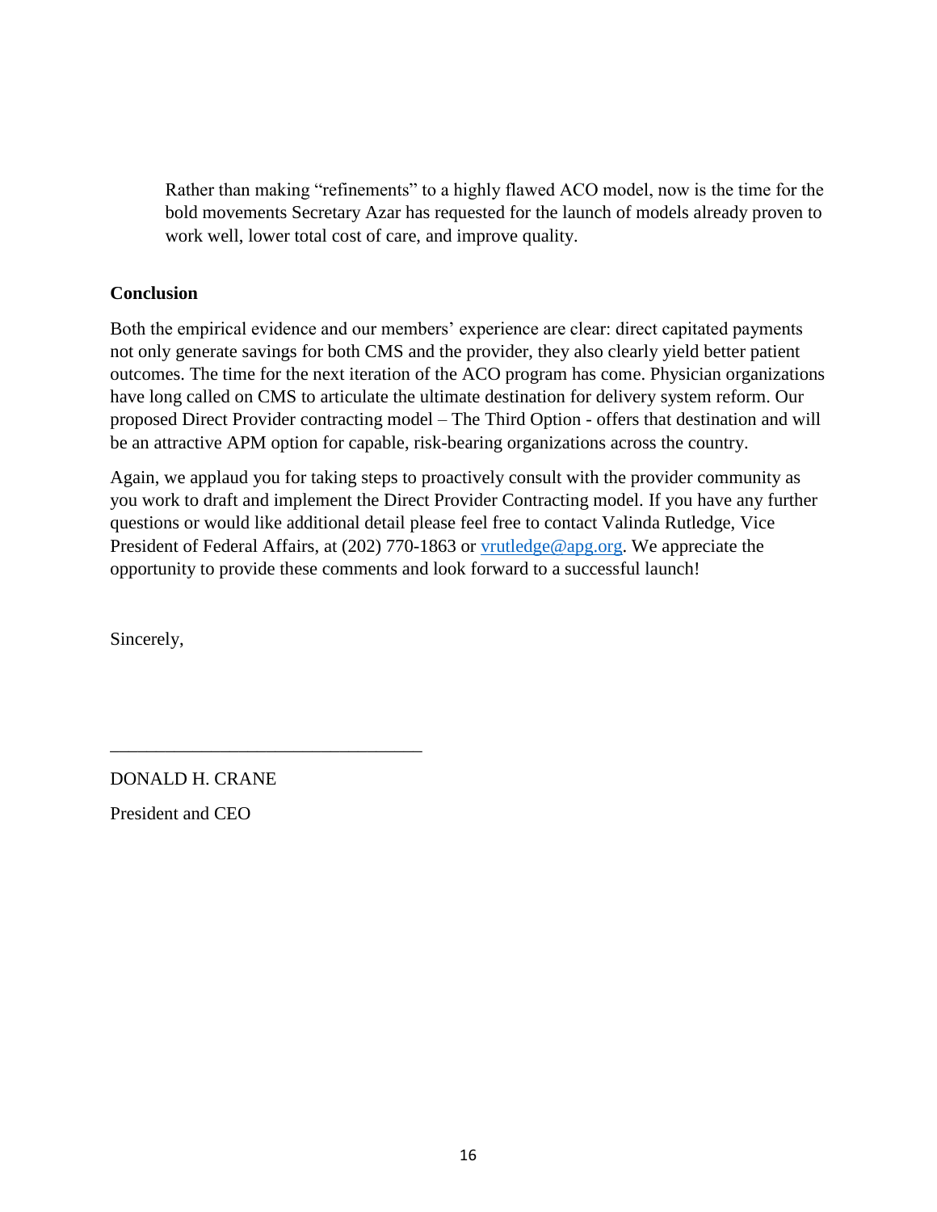> Rather than making "refinements" to a highly flawed ACO model, now is the time for the bold movements Secretary Azar has requested for the launch of models already proven to work well, lower total cost of care, and improve quality.

**Conclusion**

Both the empirical evidence and our members' experience are clear: direct capitated payments not only generate savings for both CMS and the provider, they also clearly yield better patient outcomes. The time for the next iteration of the ACO program has come. Physician organizations have long called on CMS to articulate the ultimate destination for delivery system reform. Our proposed Direct Provider contracting model – The Third Option - offers that destination and will be an attractive APM option for capable, risk-bearing organizations across the country.

Again, we applaud you for taking steps to proactively consult with the provider community as you work to draft and implement the Direct Provider Contracting model. If you have any further questions or would like additional detail please feel free to contact Valinda Rutledge, Vice President of Federal Affairs, at (202) 770-1863 or vrutledge@apg.org. We appreciate the opportunity to provide these comments and look forward to a successful launch!

Sincerely,

___________________________________

DONALD H. CRANE

President and CEO